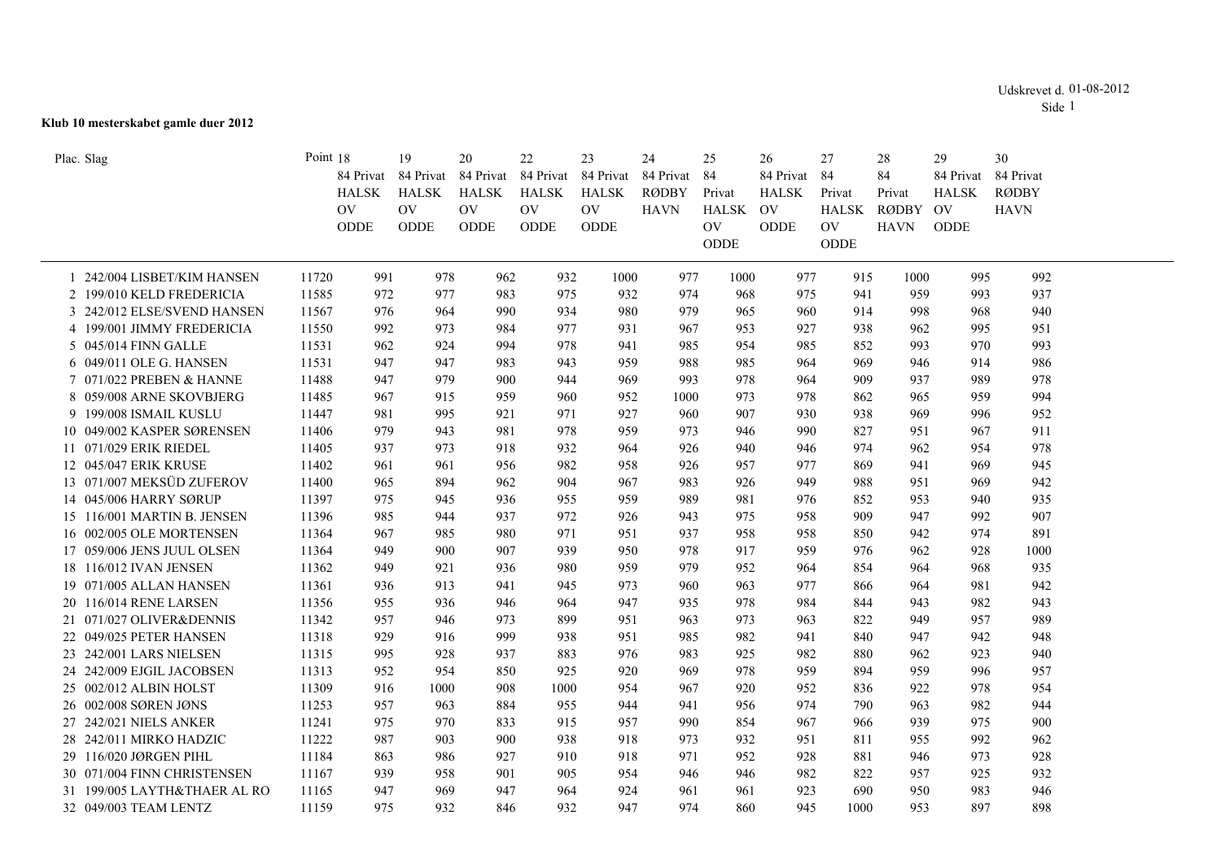Udskrevet d. 01-08-2012

**Klub 10 mesterskabet gamle duer 2012**

| Plac. | Slag | Point | 18 84 Privat HALSK OV ODDE | 19 84 Privat HALSK OV ODDE | 20 84 Privat HALSK OV ODDE | 22 84 Privat HALSK OV ODDE | 23 84 Privat HALSK OV ODDE | 24 84 Privat RØDBY HAVN | 25 84 Privat HALSK OV ODDE | 26 84 Privat HALSK OV ODDE | 27 84 Privat HALSK OV ODDE | 28 84 Privat RØDBY HAVN | 29 84 Privat HALSK OV ODDE | 30 84 Privat RØDBY HAVN |
|---|---|---|---|---|---|---|---|---|---|---|---|---|---|---|
| 1 | 242/004 LISBET/KIM HANSEN | 11720 | 991 | 978 | 962 | 932 | 1000 | 977 | 1000 | 977 | 915 | 1000 | 995 | 992 |
| 2 | 199/010 KELD FREDERICIA | 11585 | 972 | 977 | 983 | 975 | 932 | 974 | 968 | 975 | 941 | 959 | 993 | 937 |
| 3 | 242/012 ELSE/SVEND HANSEN | 11567 | 976 | 964 | 990 | 934 | 980 | 979 | 965 | 960 | 914 | 998 | 968 | 940 |
| 4 | 199/001 JIMMY FREDERICIA | 11550 | 992 | 973 | 984 | 977 | 931 | 967 | 953 | 927 | 938 | 962 | 995 | 951 |
| 5 | 045/014 FINN GALLE | 11531 | 962 | 924 | 994 | 978 | 941 | 985 | 954 | 985 | 852 | 993 | 970 | 993 |
| 6 | 049/011 OLE G. HANSEN | 11531 | 947 | 947 | 983 | 943 | 959 | 988 | 985 | 964 | 969 | 946 | 914 | 986 |
| 7 | 071/022 PREBEN & HANNE | 11488 | 947 | 979 | 900 | 944 | 969 | 993 | 978 | 964 | 909 | 937 | 989 | 978 |
| 8 | 059/008 ARNE SKOVBJERG | 11485 | 967 | 915 | 959 | 960 | 952 | 1000 | 973 | 978 | 862 | 965 | 959 | 994 |
| 9 | 199/008 ISMAIL KUSLU | 11447 | 981 | 995 | 921 | 971 | 927 | 960 | 907 | 930 | 938 | 969 | 996 | 952 |
| 10 | 049/002 KASPER SØRENSEN | 11406 | 979 | 943 | 981 | 978 | 959 | 973 | 946 | 990 | 827 | 951 | 967 | 911 |
| 11 | 071/029 ERIK RIEDEL | 11405 | 937 | 973 | 918 | 932 | 964 | 926 | 940 | 946 | 974 | 962 | 954 | 978 |
| 12 | 045/047 ERIK KRUSE | 11402 | 961 | 961 | 956 | 982 | 958 | 926 | 957 | 977 | 869 | 941 | 969 | 945 |
| 13 | 071/007 MEKSÜD ZUFEROV | 11400 | 965 | 894 | 962 | 904 | 967 | 983 | 926 | 949 | 988 | 951 | 969 | 942 |
| 14 | 045/006 HARRY SØRUP | 11397 | 975 | 945 | 936 | 955 | 959 | 989 | 981 | 976 | 852 | 953 | 940 | 935 |
| 15 | 116/001 MARTIN B. JENSEN | 11396 | 985 | 944 | 937 | 972 | 926 | 943 | 975 | 958 | 909 | 947 | 992 | 907 |
| 16 | 002/005 OLE MORTENSEN | 11364 | 967 | 985 | 980 | 971 | 951 | 937 | 958 | 958 | 850 | 942 | 974 | 891 |
| 17 | 059/006 JENS JUUL OLSEN | 11364 | 949 | 900 | 907 | 939 | 950 | 978 | 917 | 959 | 976 | 962 | 928 | 1000 |
| 18 | 116/012 IVAN JENSEN | 11362 | 949 | 921 | 936 | 980 | 959 | 979 | 952 | 964 | 854 | 964 | 968 | 935 |
| 19 | 071/005 ALLAN HANSEN | 11361 | 936 | 913 | 941 | 945 | 973 | 960 | 963 | 977 | 866 | 964 | 981 | 942 |
| 20 | 116/014 RENE LARSEN | 11356 | 955 | 936 | 946 | 964 | 947 | 935 | 978 | 984 | 844 | 943 | 982 | 943 |
| 21 | 071/027 OLIVER&DENNIS | 11342 | 957 | 946 | 973 | 899 | 951 | 963 | 973 | 963 | 822 | 949 | 957 | 989 |
| 22 | 049/025 PETER HANSEN | 11318 | 929 | 916 | 999 | 938 | 951 | 985 | 982 | 941 | 840 | 947 | 942 | 948 |
| 23 | 242/001 LARS NIELSEN | 11315 | 995 | 928 | 937 | 883 | 976 | 983 | 925 | 982 | 880 | 962 | 923 | 940 |
| 24 | 242/009 EJGIL JACOBSEN | 11313 | 952 | 954 | 850 | 925 | 920 | 969 | 978 | 959 | 894 | 959 | 996 | 957 |
| 25 | 002/012 ALBIN HOLST | 11309 | 916 | 1000 | 908 | 1000 | 954 | 967 | 920 | 952 | 836 | 922 | 978 | 954 |
| 26 | 002/008 SØREN JØNS | 11253 | 957 | 963 | 884 | 955 | 944 | 941 | 956 | 974 | 790 | 963 | 982 | 944 |
| 27 | 242/021 NIELS ANKER | 11241 | 975 | 970 | 833 | 915 | 957 | 990 | 854 | 967 | 966 | 939 | 975 | 900 |
| 28 | 242/011 MIRKO HADZIC | 11222 | 987 | 903 | 900 | 938 | 918 | 973 | 932 | 951 | 811 | 955 | 992 | 962 |
| 29 | 116/020 JØRGEN PIHL | 11184 | 863 | 986 | 927 | 910 | 918 | 971 | 952 | 928 | 881 | 946 | 973 | 928 |
| 30 | 071/004 FINN CHRISTENSEN | 11167 | 939 | 958 | 901 | 905 | 954 | 946 | 946 | 982 | 822 | 957 | 925 | 932 |
| 31 | 199/005 LAYTH&THAER AL RO | 11165 | 947 | 969 | 947 | 964 | 924 | 961 | 961 | 923 | 690 | 950 | 983 | 946 |
| 32 | 049/003 TEAM LENTZ | 11159 | 975 | 932 | 846 | 932 | 947 | 974 | 860 | 945 | 1000 | 953 | 897 | 898 |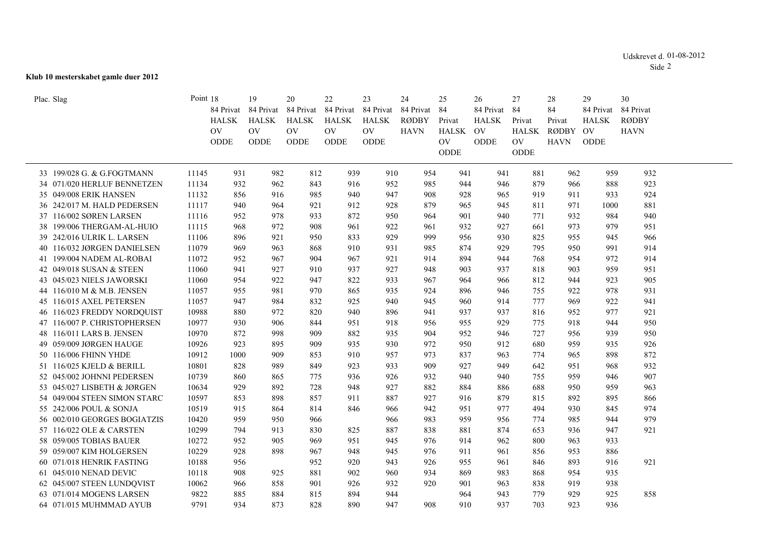**Klub 10 mesterskabet gamle duer 2012**

| Plac. | Slag | Point | 18 84 Privat HALSK OV ODDE | 19 84 Privat HALSK OV ODDE | 20 84 Privat HALSK OV ODDE | 22 84 Privat HALSK OV ODDE | 23 84 Privat HALSK OV ODDE | 24 84 Privat RØDBY HAVN | 25 84 Privat HALSK OV ODDE | 26 84 Privat HALSK OV ODDE | 27 84 Privat HALSK OV ODDE | 28 84 Privat RØDBY HAVN | 29 84 Privat HALSK OV ODDE | 30 84 Privat RØDBY HAVN |
|---|---|---|---|---|---|---|---|---|---|---|---|---|---|---|
| 33 | 199/028 G. & G.FOGTMANN | 11145 | 931 | 982 | 812 | 939 | 910 | 954 | 941 | 941 | 881 | 962 | 959 | 932 |
| 34 | 071/020 HERLUF BENNETZEN | 11134 | 932 | 962 | 843 | 916 | 952 | 985 | 944 | 946 | 879 | 966 | 888 | 923 |
| 35 | 049/008 ERIK HANSEN | 11132 | 856 | 916 | 985 | 940 | 947 | 908 | 928 | 965 | 919 | 911 | 933 | 924 |
| 36 | 242/017 M. HALD PEDERSEN | 11117 | 940 | 964 | 921 | 912 | 928 | 879 | 965 | 945 | 811 | 971 | 1000 | 881 |
| 37 | 116/002 SØREN LARSEN | 11116 | 952 | 978 | 933 | 872 | 950 | 964 | 901 | 940 | 771 | 932 | 984 | 940 |
| 38 | 199/006 THERGAM-AL-HUIO | 11115 | 968 | 972 | 908 | 961 | 922 | 961 | 932 | 927 | 661 | 973 | 979 | 951 |
| 39 | 242/016 ULRIK L. LARSEN | 11106 | 896 | 921 | 950 | 833 | 929 | 999 | 956 | 930 | 825 | 955 | 945 | 966 |
| 40 | 116/032 JØRGEN DANIELSEN | 11079 | 969 | 963 | 868 | 910 | 931 | 985 | 874 | 929 | 795 | 950 | 991 | 914 |
| 41 | 199/004 NADEM AL-ROBAI | 11072 | 952 | 967 | 904 | 967 | 921 | 914 | 894 | 944 | 768 | 954 | 972 | 914 |
| 42 | 049/018 SUSAN & STEEN | 11060 | 941 | 927 | 910 | 937 | 927 | 948 | 903 | 937 | 818 | 903 | 959 | 951 |
| 43 | 045/023 NIELS JAWORSKI | 11060 | 954 | 922 | 947 | 822 | 933 | 967 | 964 | 966 | 812 | 944 | 923 | 905 |
| 44 | 116/010 M & M.B. JENSEN | 11057 | 955 | 981 | 970 | 865 | 935 | 924 | 896 | 946 | 755 | 922 | 978 | 931 |
| 45 | 116/015 AXEL PETERSEN | 11057 | 947 | 984 | 832 | 925 | 940 | 945 | 960 | 914 | 777 | 969 | 922 | 941 |
| 46 | 116/023 FREDDY NORDQUIST | 10988 | 880 | 972 | 820 | 940 | 896 | 941 | 937 | 937 | 816 | 952 | 977 | 921 |
| 47 | 116/007 P. CHRISTOPHERSEN | 10977 | 930 | 906 | 844 | 951 | 918 | 956 | 955 | 929 | 775 | 918 | 944 | 950 |
| 48 | 116/011 LARS B. JENSEN | 10970 | 872 | 998 | 909 | 882 | 935 | 904 | 952 | 946 | 727 | 956 | 939 | 950 |
| 49 | 059/009 JØRGEN HAUGE | 10926 | 923 | 895 | 909 | 935 | 930 | 972 | 950 | 912 | 680 | 959 | 935 | 926 |
| 50 | 116/006 FHINN YHDE | 10912 | 1000 | 909 | 853 | 910 | 957 | 973 | 837 | 963 | 774 | 965 | 898 | 872 |
| 51 | 116/025 KJELD & BERILL | 10801 | 828 | 989 | 849 | 923 | 933 | 909 | 927 | 949 | 642 | 951 | 968 | 932 |
| 52 | 045/002 JOHNNI PEDERSEN | 10739 | 860 | 865 | 775 | 936 | 926 | 932 | 940 | 940 | 755 | 959 | 946 | 907 |
| 53 | 045/027 LISBETH & JØRGEN | 10634 | 929 | 892 | 728 | 948 | 927 | 882 | 884 | 886 | 688 | 950 | 959 | 963 |
| 54 | 049/004 STEEN SIMON STARC | 10597 | 853 | 898 | 857 | 911 | 887 | 927 | 916 | 879 | 815 | 892 | 895 | 866 |
| 55 | 242/006 POUL & SONJA | 10519 | 915 | 864 | 814 | 846 | 966 | 942 | 951 | 977 | 494 | 930 | 845 | 974 |
| 56 | 002/010 GEORGES BOGIATZIS | 10420 | 959 | 950 | 966 | | 966 | 983 | 959 | 956 | 774 | 985 | 944 | 979 |
| 57 | 116/022 OLE & CARSTEN | 10299 | 794 | 913 | 830 | 825 | 887 | 838 | 881 | 874 | 653 | 936 | 947 | 921 |
| 58 | 059/005 TOBIAS BAUER | 10272 | 952 | 905 | 969 | 951 | 945 | 976 | 914 | 962 | 800 | 963 | 933 | |
| 59 | 059/007 KIM HOLGERSEN | 10229 | 928 | 898 | 967 | 948 | 945 | 976 | 911 | 961 | 856 | 953 | 886 | |
| 60 | 071/018 HENRIK FASTING | 10188 | 956 | | 952 | 920 | 943 | 926 | 955 | 961 | 846 | 893 | 916 | 921 |
| 61 | 045/010 NENAD DEVIC | 10118 | 908 | 925 | 881 | 902 | 960 | 934 | 869 | 983 | 868 | 954 | 935 | |
| 62 | 045/007 STEEN LUNDQVIST | 10062 | 966 | 858 | 901 | 926 | 932 | 920 | 901 | 963 | 838 | 919 | 938 | |
| 63 | 071/014 MOGENS LARSEN | 9822 | 885 | 884 | 815 | 894 | 944 | | 964 | 943 | 779 | 929 | 925 | 858 |
| 64 | 071/015 MUHMMAD AYUB | 9791 | 934 | 873 | 828 | 890 | 947 | 908 | 910 | 937 | 703 | 923 | 936 | |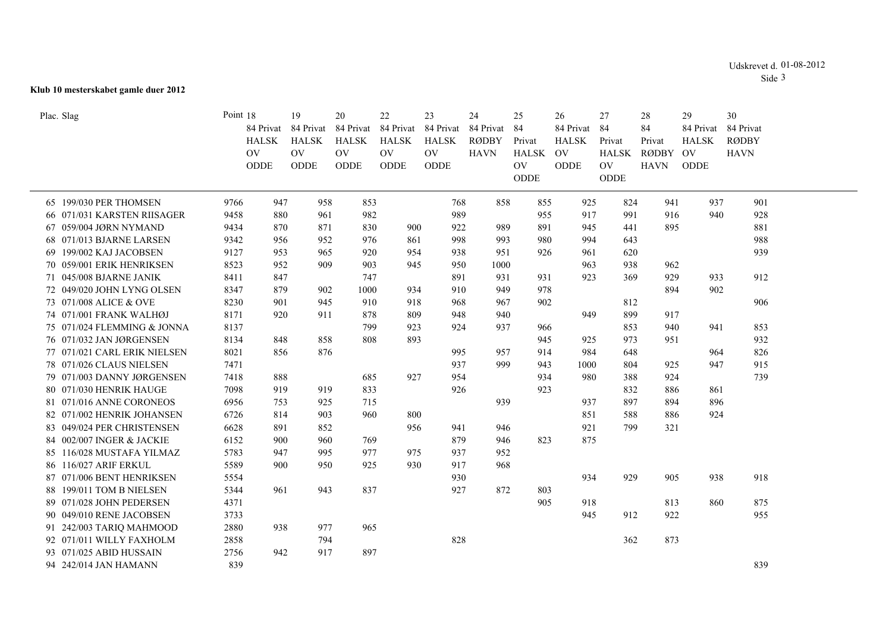Udskrevet d. 01-08-2012

**Klub 10 mesterskabet gamle duer 2012**

| Plac. | Slag | Point | 18 84 Privat HALSK OV ODDE | 19 84 Privat HALSK OV ODDE | 20 84 Privat HALSK OV ODDE | 22 84 Privat HALSK OV ODDE | 23 84 Privat HALSK OV ODDE | 24 84 Privat RØDBY HAVN | 25 84 Privat HALSK OV ODDE | 26 84 Privat HALSK OV ODDE | 27 84 Privat HALSK OV ODDE | 28 84 Privat RØDBY HAVN | 29 84 Privat HALSK OV ODDE | 30 84 Privat RØDBY HAVN |
|---|---|---|---|---|---|---|---|---|---|---|---|---|---|---|
| 65 | 199/030 PER THOMSEN | 9766 | 947 | 958 | 853 | | 768 | 858 | 855 | 925 | 824 | 941 | 937 | 901 |
| 66 | 071/031 KARSTEN RIISAGER | 9458 | 880 | 961 | 982 | | 989 | | 955 | 917 | 991 | 916 | 940 | 928 |
| 67 | 059/004 JØRN NYMAND | 9434 | 870 | 871 | 830 | 900 | 922 | 989 | 891 | 945 | 441 | 895 | | 881 |
| 68 | 071/013 BJARNE LARSEN | 9342 | 956 | 952 | 976 | 861 | 998 | 993 | 980 | 994 | 643 | | | 988 |
| 69 | 199/002 KAJ JACOBSEN | 9127 | 953 | 965 | 920 | 954 | 938 | 951 | 926 | 961 | 620 | | | 939 |
| 70 | 059/001 ERIK HENRIKSEN | 8523 | 952 | 909 | 903 | 945 | 950 | 1000 | | 963 | 938 | 962 | | |
| 71 | 045/008 BJARNE JANIK | 8411 | 847 | | 747 | | 891 | 931 | 931 | 923 | 369 | 929 | 933 | 912 |
| 72 | 049/020 JOHN LYNG OLSEN | 8347 | 879 | 902 | 1000 | 934 | 910 | 949 | 978 | | | 894 | 902 | |
| 73 | 071/008 ALICE & OVE | 8230 | 901 | 945 | 910 | 918 | 968 | 967 | 902 | | 812 | | | 906 |
| 74 | 071/001 FRANK WALHØJ | 8171 | 920 | 911 | 878 | 809 | 948 | 940 | | 949 | 899 | 917 | | |
| 75 | 071/024 FLEMMING & JONNA | 8137 | | | 799 | 923 | 924 | 937 | 966 | | 853 | 940 | 941 | 853 |
| 76 | 071/032 JAN JØRGENSEN | 8134 | 848 | 858 | 808 | 893 | | | 945 | 925 | 973 | 951 | | 932 |
| 77 | 071/021 CARL ERIK NIELSEN | 8021 | 856 | 876 | | | 995 | 957 | 914 | 984 | 648 | | 964 | 826 |
| 78 | 071/026 CLAUS NIELSEN | 7471 | | | | | 937 | 999 | 943 | 1000 | 804 | 925 | 947 | 915 |
| 79 | 071/003 DANNY JØRGENSEN | 7418 | 888 | | 685 | 927 | 954 | | 934 | 980 | 388 | 924 | | 739 |
| 80 | 071/030 HENRIK HAUGE | 7098 | 919 | 919 | 833 | | 926 | | 923 | | 832 | 886 | 861 | |
| 81 | 071/016 ANNE CORONEOS | 6956 | 753 | 925 | 715 | | | 939 | | 937 | 897 | 894 | 896 | |
| 82 | 071/002 HENRIK JOHANSEN | 6726 | 814 | 903 | 960 | 800 | | | | 851 | 588 | 886 | 924 | |
| 83 | 049/024 PER CHRISTENSEN | 6628 | 891 | 852 | | 956 | 941 | 946 | | 921 | 799 | 321 | | |
| 84 | 002/007 INGER & JACKIE | 6152 | 900 | 960 | 769 | | 879 | 946 | 823 | 875 | | | | |
| 85 | 116/028 MUSTAFA YILMAZ | 5783 | 947 | 995 | 977 | 975 | 937 | 952 | | | | | | |
| 86 | 116/027 ARIF ERKUL | 5589 | 900 | 950 | 925 | 930 | 917 | 968 | | | | | | |
| 87 | 071/006 BENT HENRIKSEN | 5554 | | | | | 930 | | | 934 | 929 | 905 | 938 | 918 |
| 88 | 199/011 TOM B NIELSEN | 5344 | 961 | 943 | 837 | | 927 | 872 | 803 | | | | | |
| 89 | 071/028 JOHN PEDERSEN | 4371 | | | | | | | 905 | 918 | | 813 | 860 | 875 |
| 90 | 049/010 RENE JACOBSEN | 3733 | | | | | | | | 945 | 912 | 922 | | 955 |
| 91 | 242/003 TARIQ MAHMOOD | 2880 | 938 | 977 | 965 | | | | | | | | | |
| 92 | 071/011 WILLY FAXHOLM | 2858 | | 794 | | | 828 | | | | 362 | 873 | | |
| 93 | 071/025 ABID HUSSAIN | 2756 | 942 | 917 | 897 | | | | | | | | | |
| 94 | 242/014 JAN HAMANN | 839 | | | | | | | | | | | | 839 |